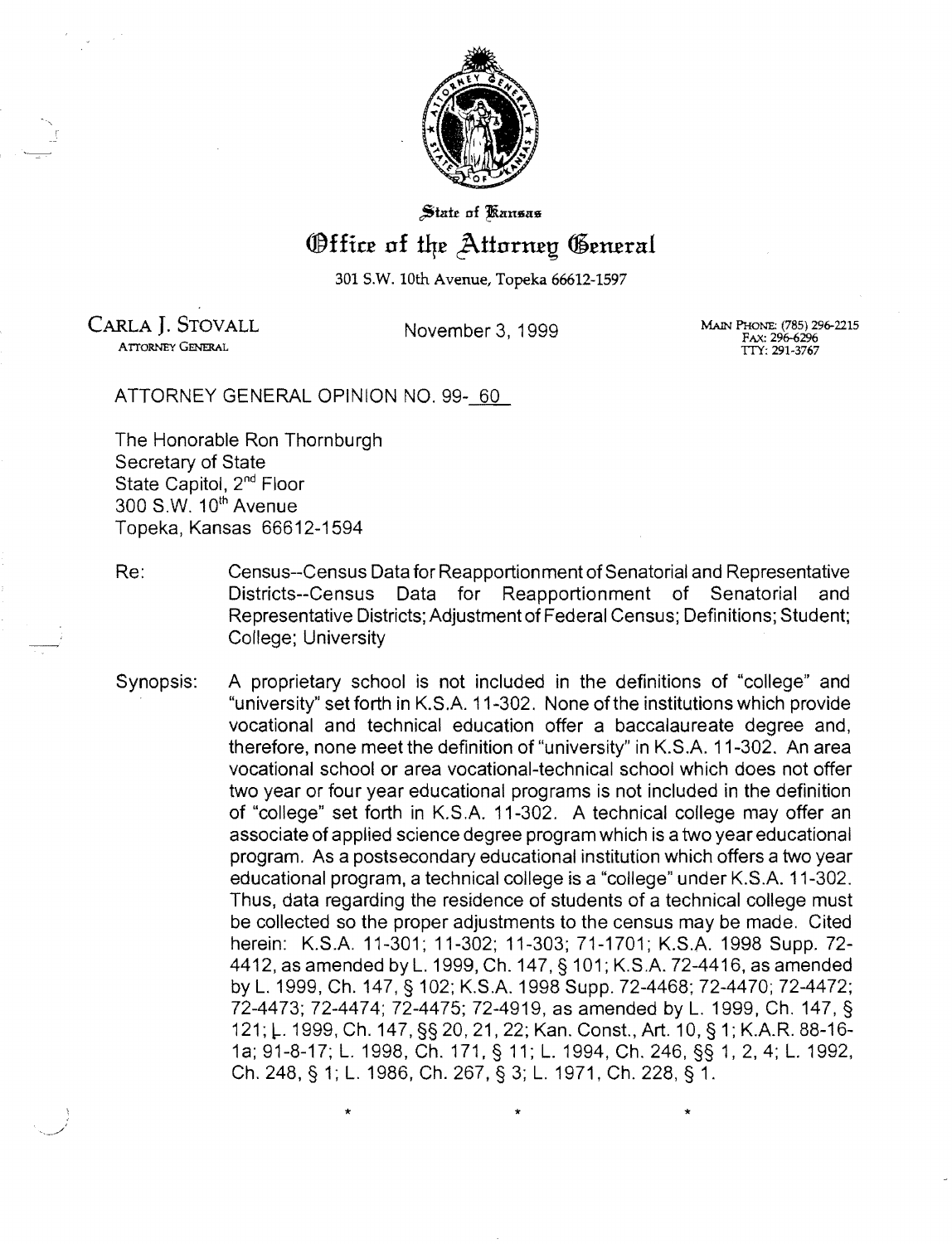State of Kansas

# Office of the Attorney General

301 S.W. 10th Avenue, Topeka 66612-1597

CARLA J. STOVALL
ATTORNEY GENERAL

November 3, 1999

MAIN PHONE: (785) 296-2215
FAX: 296-6296
TTY: 291-3767

ATTORNEY GENERAL OPINION NO. 99- 60

The Honorable Ron Thornburgh
Secretary of State
State Capitol, 2nd Floor
300 S.W. 10th Avenue
Topeka, Kansas 66612-1594

Re: Census--Census Data for Reapportionment of Senatorial and Representative Districts--Census Data for Reapportionment of Senatorial and Representative Districts; Adjustment of Federal Census; Definitions; Student; College; University

Synopsis: A proprietary school is not included in the definitions of "college" and "university" set forth in K.S.A. 11-302. None of the institutions which provide vocational and technical education offer a baccalaureate degree and, therefore, none meet the definition of "university" in K.S.A. 11-302. An area vocational school or area vocational-technical school which does not offer two year or four year educational programs is not included in the definition of "college" set forth in K.S.A. 11-302. A technical college may offer an associate of applied science degree program which is a two year educational program. As a postsecondary educational institution which offers a two year educational program, a technical college is a "college" under K.S.A. 11-302. Thus, data regarding the residence of students of a technical college must be collected so the proper adjustments to the census may be made. Cited herein: K.S.A. 11-301; 11-302; 11-303; 71-1701; K.S.A. 1998 Supp. 72-4412, as amended by L. 1999, Ch. 147, § 101; K.S.A. 72-4416, as amended by L. 1999, Ch. 147, § 102; K.S.A. 1998 Supp. 72-4468; 72-4470; 72-4472; 72-4473; 72-4474; 72-4475; 72-4919, as amended by L. 1999, Ch. 147, § 121; L. 1999, Ch. 147, §§ 20, 21, 22; Kan. Const., Art. 10, § 1; K.A.R. 88-16-1a; 91-8-17; L. 1998, Ch. 171, § 11; L. 1994, Ch. 246, §§ 1, 2, 4; L. 1992, Ch. 248, § 1; L. 1986, Ch. 267, § 3; L. 1971, Ch. 228, § 1.

\* \* \*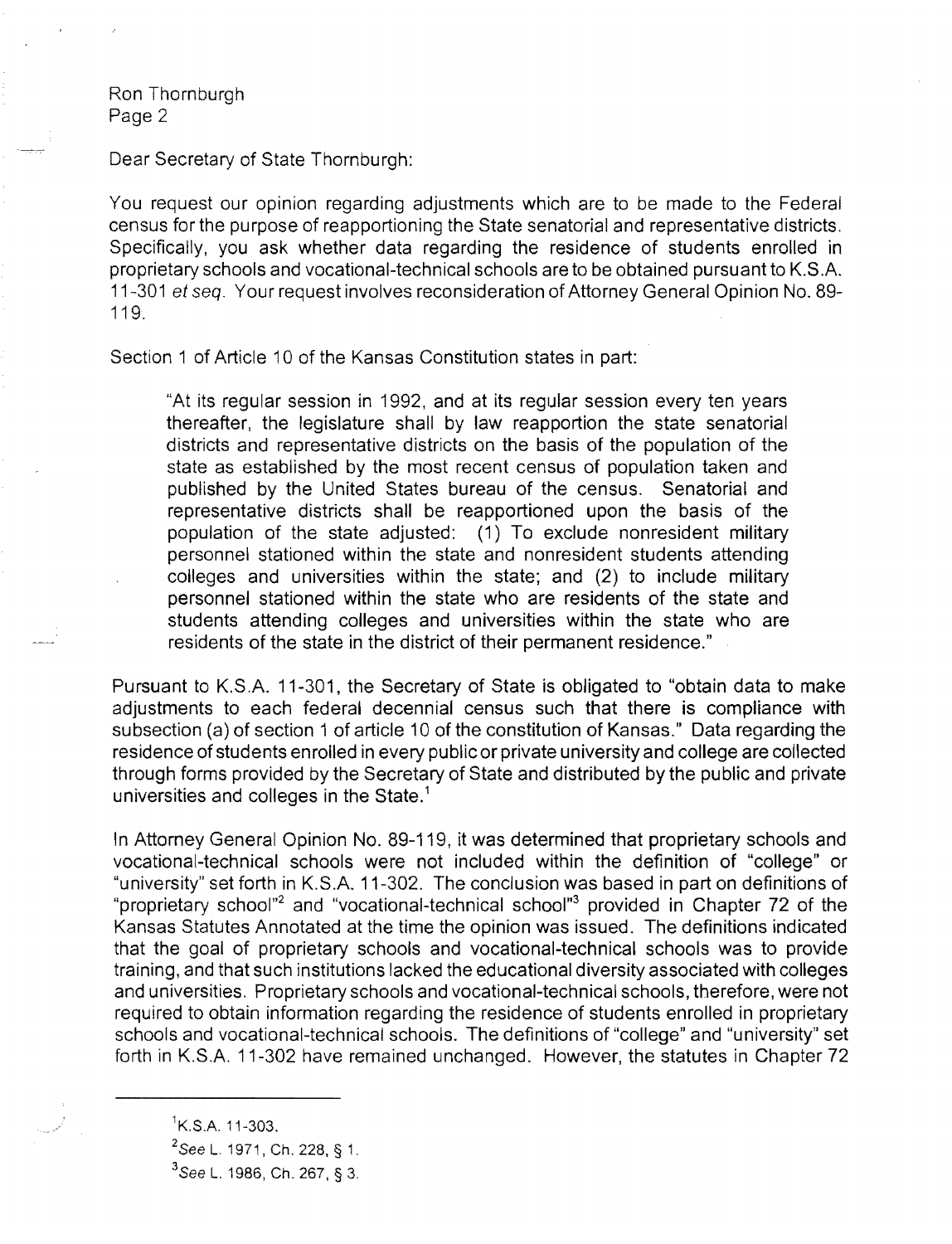Dear Secretary of State Thornburgh:

You request our opinion regarding adjustments which are to be made to the Federal census for the purpose of reapportioning the State senatorial and representative districts. Specifically, you ask whether data regarding the residence of students enrolled in proprietary schools and vocational-technical schools are to be obtained pursuant to K.S.A. 11-301 *et seq.* Your request involves reconsideration of Attorney General Opinion No. 89-119.

Section 1 of Article 10 of the Kansas Constitution states in part:

> "At its regular session in 1992, and at its regular session every ten years thereafter, the legislature shall by law reapportion the state senatorial districts and representative districts on the basis of the population of the state as established by the most recent census of population taken and published by the United States bureau of the census. Senatorial and representative districts shall be reapportioned upon the basis of the population of the state adjusted: (1) To exclude nonresident military personnel stationed within the state and nonresident students attending colleges and universities within the state; and (2) to include military personnel stationed within the state who are residents of the state and students attending colleges and universities within the state who are residents of the state in the district of their permanent residence."

Pursuant to K.S.A. 11-301, the Secretary of State is obligated to "obtain data to make adjustments to each federal decennial census such that there is compliance with subsection (a) of section 1 of article 10 of the constitution of Kansas." Data regarding the residence of students enrolled in every public or private university and college are collected through forms provided by the Secretary of State and distributed by the public and private universities and colleges in the State.[1]

In Attorney General Opinion No. 89-119, it was determined that proprietary schools and vocational-technical schools were not included within the definition of "college" or "university" set forth in K.S.A. 11-302. The conclusion was based in part on definitions of "proprietary school"[2] and "vocational-technical school"[3] provided in Chapter 72 of the Kansas Statutes Annotated at the time the opinion was issued. The definitions indicated that the goal of proprietary schools and vocational-technical schools was to provide training, and that such institutions lacked the educational diversity associated with colleges and universities. Proprietary schools and vocational-technical schools, therefore, were not required to obtain information regarding the residence of students enrolled in proprietary schools and vocational-technical schools. The definitions of "college" and "university" set forth in K.S.A. 11-302 have remained unchanged. However, the statutes in Chapter 72

---

[1] K.S.A. 11-303.

[2] *See* L. 1971, Ch. 228, § 1.

[3] *See* L. 1986, Ch. 267, § 3.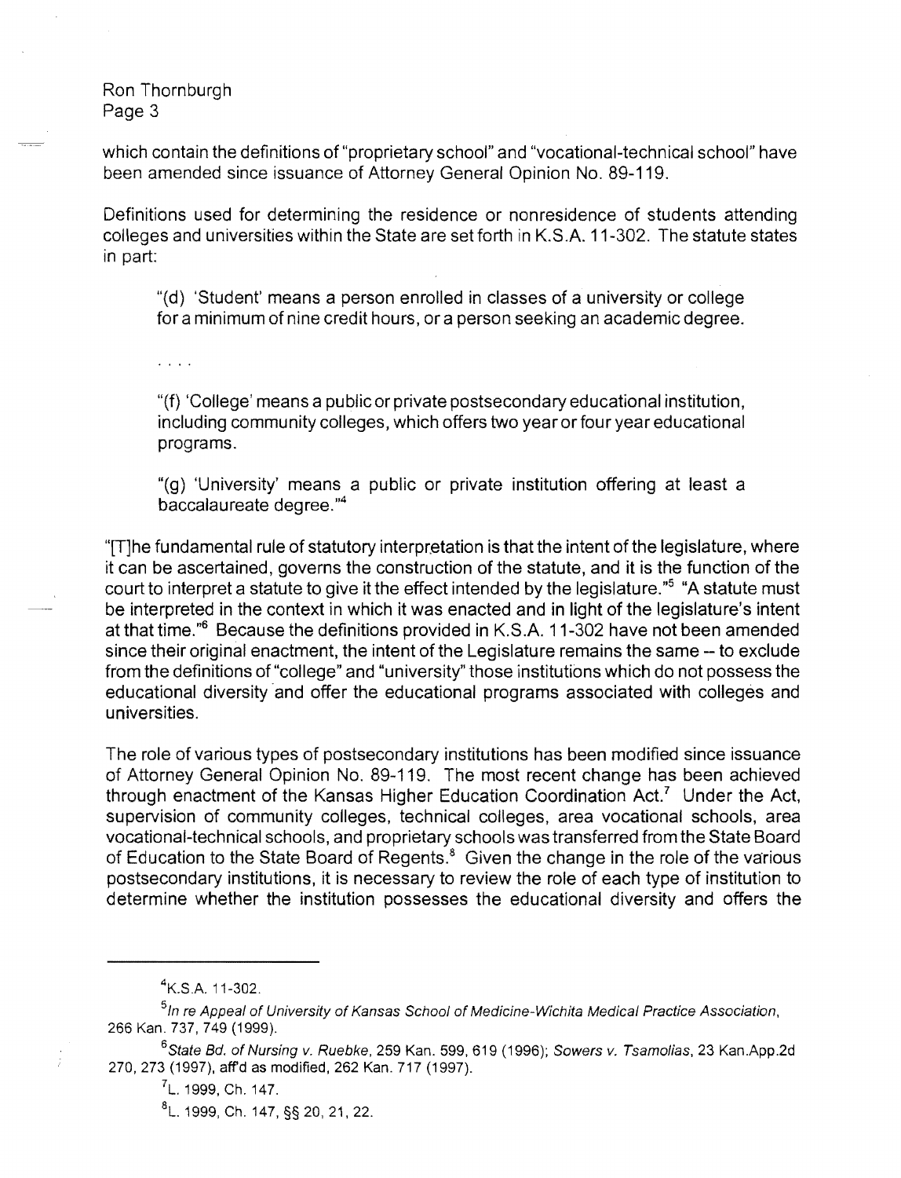which contain the definitions of "proprietary school" and "vocational-technical school" have been amended since issuance of Attorney General Opinion No. 89-119.

Definitions used for determining the residence or nonresidence of students attending colleges and universities within the State are set forth in K.S.A. 11-302. The statute states in part:

> "(d) 'Student' means a person enrolled in classes of a university or college for a minimum of nine credit hours, or a person seeking an academic degree.
>
> . . . .
>
> "(f) 'College' means a public or private postsecondary educational institution, including community colleges, which offers two year or four year educational programs.
>
> "(g) 'University' means a public or private institution offering at least a baccalaureate degree."[4]

"[T]he fundamental rule of statutory interpretation is that the intent of the legislature, where it can be ascertained, governs the construction of the statute, and it is the function of the court to interpret a statute to give it the effect intended by the legislature."[5] "A statute must be interpreted in the context in which it was enacted and in light of the legislature's intent at that time."[6] Because the definitions provided in K.S.A. 11-302 have not been amended since their original enactment, the intent of the Legislature remains the same -- to exclude from the definitions of "college" and "university" those institutions which do not possess the educational diversity and offer the educational programs associated with colleges and universities.

The role of various types of postsecondary institutions has been modified since issuance of Attorney General Opinion No. 89-119. The most recent change has been achieved through enactment of the Kansas Higher Education Coordination Act.[7] Under the Act, supervision of community colleges, technical colleges, area vocational schools, area vocational-technical schools, and proprietary schools was transferred from the State Board of Education to the State Board of Regents.[8] Given the change in the role of the various postsecondary institutions, it is necessary to review the role of each type of institution to determine whether the institution possesses the educational diversity and offers the

---

[4] K.S.A. 11-302.

[5] *In re Appeal of University of Kansas School of Medicine-Wichita Medical Practice Association*, 266 Kan. 737, 749 (1999).

[6] *State Bd. of Nursing v. Ruebke*, 259 Kan. 599, 619 (1996); *Sowers v. Tsamolias*, 23 Kan.App.2d 270, 273 (1997), aff'd as modified, 262 Kan. 717 (1997).

[7] L. 1999, Ch. 147.

[8] L. 1999, Ch. 147, §§ 20, 21, 22.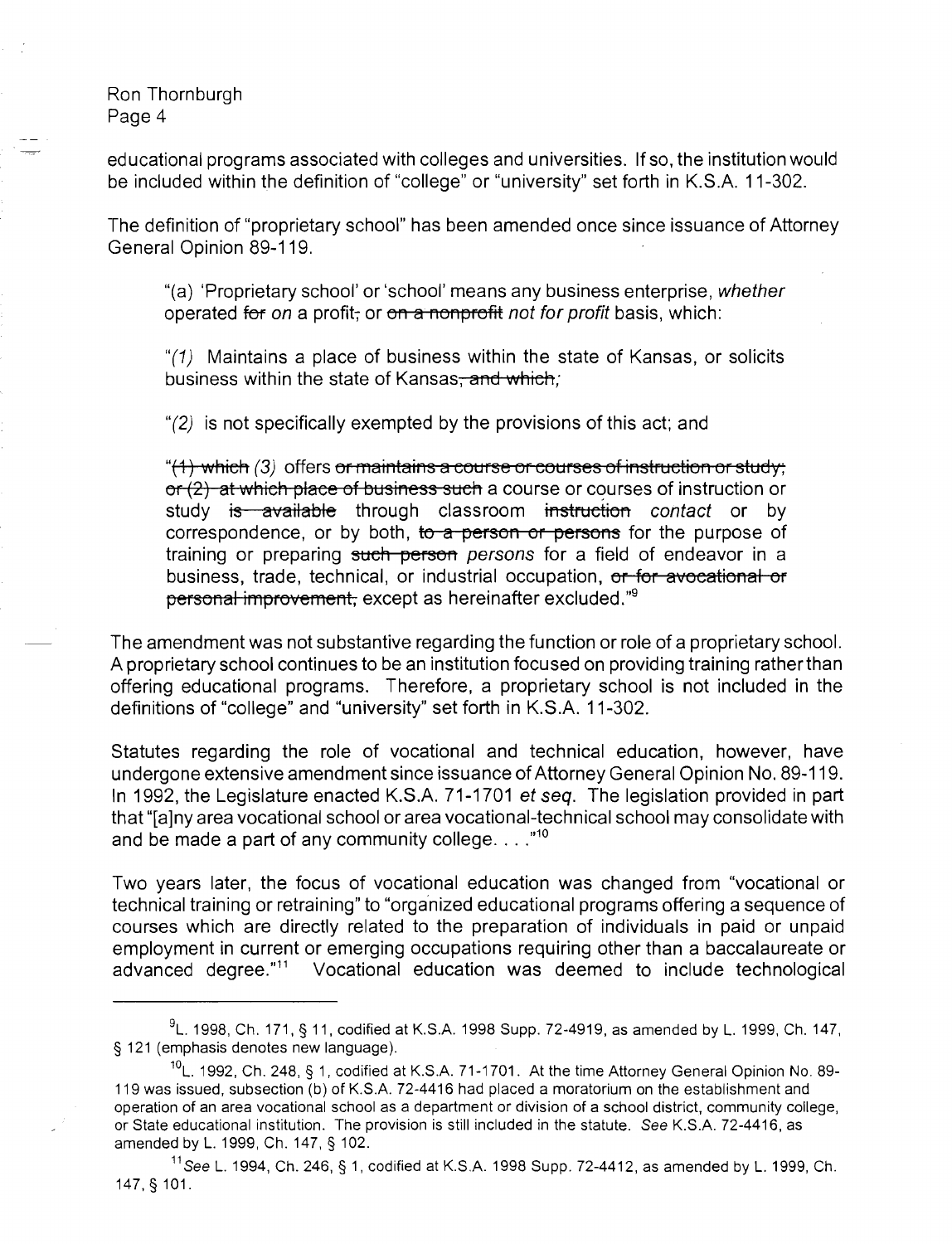educational programs associated with colleges and universities. If so, the institution would be included within the definition of "college" or "university" set forth in K.S.A. 11-302.

The definition of "proprietary school" has been amended once since issuance of Attorney General Opinion 89-119.

> "(a) 'Proprietary school' or 'school' means any business enterprise, *whether* operated ~~for~~ *on* a profit~~,~~ or ~~on a nonprofit~~ *not for profit* basis, which:
>
> "*(1)* Maintains a place of business within the state of Kansas, or solicits business within the state of Kansas~~, and which~~*;*
>
> "*(2)* is not specifically exempted by the provisions of this act; and
>
> "~~(1) which~~ *(3)* offers ~~or maintains a course or courses of instruction or study; or (2) at which place of business such~~ a course or courses of instruction or study ~~is available~~ through classroom ~~instruction~~ *contact* or by correspondence, or by both, ~~to a person or persons~~ for the purpose of training or preparing ~~such person~~ *persons* for a field of endeavor in a business, trade, technical, or industrial occupation, ~~or for avocational or personal improvement,~~ except as hereinafter excluded."[9]

The amendment was not substantive regarding the function or role of a proprietary school. A proprietary school continues to be an institution focused on providing training rather than offering educational programs. Therefore, a proprietary school is not included in the definitions of "college" and "university" set forth in K.S.A. 11-302.

Statutes regarding the role of vocational and technical education, however, have undergone extensive amendment since issuance of Attorney General Opinion No. 89-119. In 1992, the Legislature enacted K.S.A. 71-1701 *et seq*. The legislation provided in part that "[a]ny area vocational school or area vocational-technical school may consolidate with and be made a part of any community college. . . ."[10]

Two years later, the focus of vocational education was changed from "vocational or technical training or retraining" to "organized educational programs offering a sequence of courses which are directly related to the preparation of individuals in paid or unpaid employment in current or emerging occupations requiring other than a baccalaureate or advanced degree."[11] Vocational education was deemed to include technological

---

[9] L. 1998, Ch. 171, § 11, codified at K.S.A. 1998 Supp. 72-4919, as amended by L. 1999, Ch. 147, § 121 (emphasis denotes new language).

[10] L. 1992, Ch. 248, § 1, codified at K.S.A. 71-1701. At the time Attorney General Opinion No. 89-119 was issued, subsection (b) of K.S.A. 72-4416 had placed a moratorium on the establishment and operation of an area vocational school as a department or division of a school district, community college, or State educational institution. The provision is still included in the statute. *See* K.S.A. 72-4416, as amended by L. 1999, Ch. 147, § 102.

[11] *See* L. 1994, Ch. 246, § 1, codified at K.S.A. 1998 Supp. 72-4412, as amended by L. 1999, Ch. 147, § 101.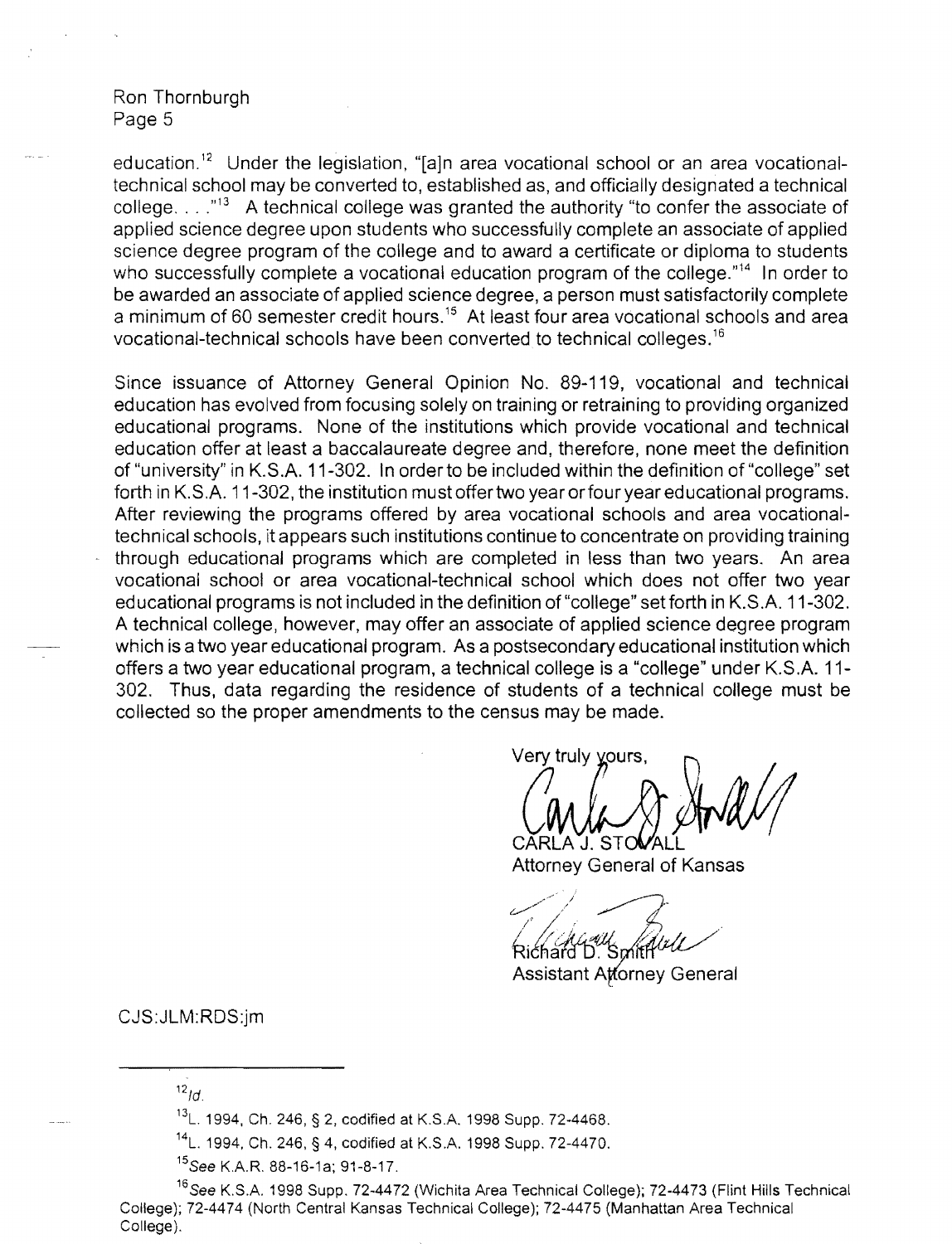education.[12] Under the legislation, "[a]n area vocational school or an area vocational-technical school may be converted to, established as, and officially designated a technical college. . . ."[13] A technical college was granted the authority "to confer the associate of applied science degree upon students who successfully complete an associate of applied science degree program of the college and to award a certificate or diploma to students who successfully complete a vocational education program of the college."[14] In order to be awarded an associate of applied science degree, a person must satisfactorily complete a minimum of 60 semester credit hours.[15] At least four area vocational schools and area vocational-technical schools have been converted to technical colleges.[16]

Since issuance of Attorney General Opinion No. 89-119, vocational and technical education has evolved from focusing solely on training or retraining to providing organized educational programs. None of the institutions which provide vocational and technical education offer at least a baccalaureate degree and, therefore, none meet the definition of "university" in K.S.A. 11-302. In order to be included within the definition of "college" set forth in K.S.A. 11-302, the institution must offer two year or four year educational programs. After reviewing the programs offered by area vocational schools and area vocational-technical schools, it appears such institutions continue to concentrate on providing training through educational programs which are completed in less than two years. An area vocational school or area vocational-technical school which does not offer two year educational programs is not included in the definition of "college" set forth in K.S.A. 11-302. A technical college, however, may offer an associate of applied science degree program which is a two year educational program. As a postsecondary educational institution which offers a two year educational program, a technical college is a "college" under K.S.A. 11-302. Thus, data regarding the residence of students of a technical college must be collected so the proper amendments to the census may be made.

Very truly yours,

CARLA J. STOVALL
Attorney General of Kansas

Richard D. Smith
Assistant Attorney General

CJS:JLM:RDS:jm

---

[12] *Id.*

[13] L. 1994, Ch. 246, § 2, codified at K.S.A. 1998 Supp. 72-4468.

[14] L. 1994, Ch. 246, § 4, codified at K.S.A. 1998 Supp. 72-4470.

[15] *See* K.A.R. 88-16-1a; 91-8-17.

[16] *See* K.S.A. 1998 Supp. 72-4472 (Wichita Area Technical College); 72-4473 (Flint Hills Technical College); 72-4474 (North Central Kansas Technical College); 72-4475 (Manhattan Area Technical College).